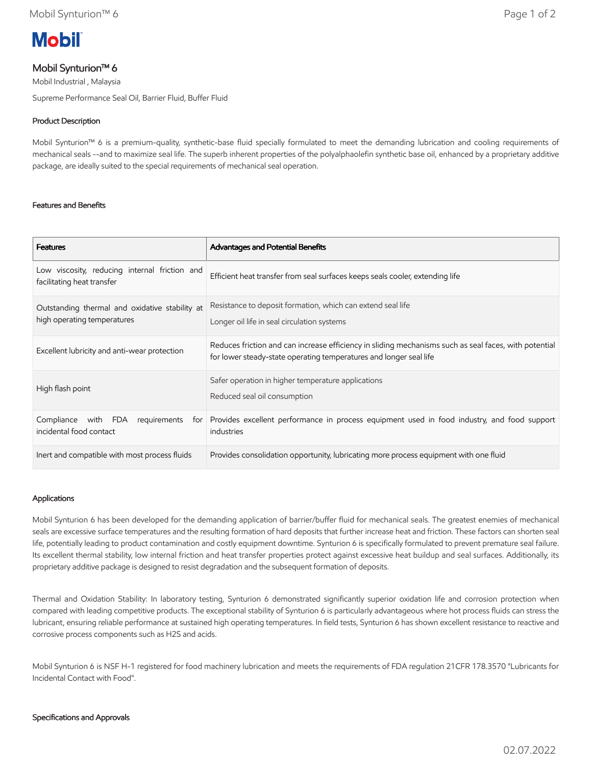**Mobil**

# Mobil Synturion™ 6

Mobil Industrial , Malaysia

Supreme Performance Seal Oil, Barrier Fluid, Buffer Fluid

## Product Description

Mobil Synturion™ 6 is a premium-quality, synthetic-base fluid specially formulated to meet the demanding lubrication and cooling requirements of mechanical seals --and to maximize seal life. The superb inherent properties of the polyalphaolefin synthetic base oil, enhanced by a proprietary additive package, are ideally suited to the special requirements of mechanical seal operation.

## Features and Benefits

| Features | Advantages and Potential Benefits |
| --- | --- |
| Low viscosity, reducing internal friction and facilitating heat transfer | Efficient heat transfer from seal surfaces keeps seals cooler, extending life |
| Outstanding thermal and oxidative stability at high operating temperatures | Resistance to deposit formation, which can extend seal life<br>Longer oil life in seal circulation systems |
| Excellent lubricity and anti-wear protection | Reduces friction and can increase efficiency in sliding mechanisms such as seal faces, with potential for lower steady-state operating temperatures and longer seal life |
| High flash point | Safer operation in higher temperature applications<br>Reduced seal oil consumption |
| Compliance with FDA requirements for incidental food contact | Provides excellent performance in process equipment used in food industry, and food support industries |
| Inert and compatible with most process fluids | Provides consolidation opportunity, lubricating more process equipment with one fluid |

## Applications

Mobil Synturion 6 has been developed for the demanding application of barrier/buffer fluid for mechanical seals. The greatest enemies of mechanical seals are excessive surface temperatures and the resulting formation of hard deposits that further increase heat and friction. These factors can shorten seal life, potentially leading to product contamination and costly equipment downtime. Synturion 6 is specifically formulated to prevent premature seal failure. Its excellent thermal stability, low internal friction and heat transfer properties protect against excessive heat buildup and seal surfaces. Additionally, its proprietary additive package is designed to resist degradation and the subsequent formation of deposits.

Thermal and Oxidation Stability: In laboratory testing, Synturion 6 demonstrated significantly superior oxidation life and corrosion protection when compared with leading competitive products. The exceptional stability of Synturion 6 is particularly advantageous where hot process fluids can stress the lubricant, ensuring reliable performance at sustained high operating temperatures. In field tests, Synturion 6 has shown excellent resistance to reactive and corrosive process components such as $H_2S$ and acids.

Mobil Synturion 6 is NSF H-1 registered for food machinery lubrication and meets the requirements of FDA regulation 21CFR 178.3570 "Lubricants for Incidental Contact with Food".

## Specifications and Approvals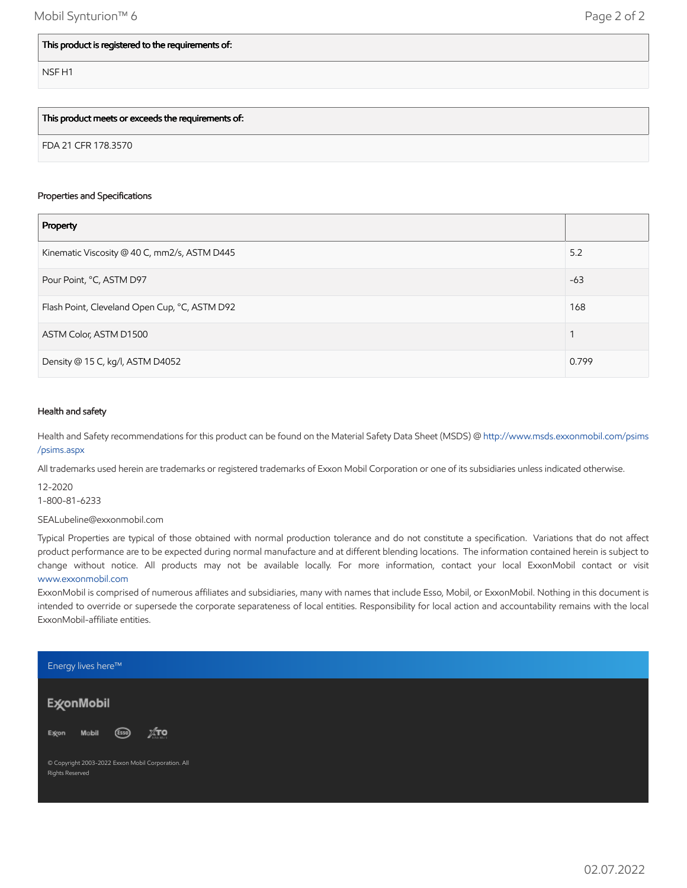| This product is registered to the requirements of: |
|---|
| NSF H1 |

| This product meets or exceeds the requirements of: |
|---|
| FDA 21 CFR 178.3570 |

### Properties and Specifications

| Property | |
|---|---|
| Kinematic Viscosity @ 40 C, mm2/s, ASTM D445 | 5.2 |
| Pour Point, °C, ASTM D97 | -63 |
| Flash Point, Cleveland Open Cup, °C, ASTM D92 | 168 |
| ASTM Color, ASTM D1500 | 1 |
| Density @ 15 C, kg/l, ASTM D4052 | 0.799 |

### Health and safety

Health and Safety recommendations for this product can be found on the Material Safety Data Sheet (MSDS) @ http://www.msds.exxonmobil.com/psims/psims.aspx

All trademarks used herein are trademarks or registered trademarks of Exxon Mobil Corporation or one of its subsidiaries unless indicated otherwise.

12-2020
1-800-81-6233

SEALubeline@exxonmobil.com

Typical Properties are typical of those obtained with normal production tolerance and do not constitute a specification. Variations that do not affect product performance are to be expected during normal manufacture and at different blending locations. The information contained herein is subject to change without notice. All products may not be available locally. For more information, contact your local ExxonMobil contact or visit www.exxonmobil.com

ExxonMobil is comprised of numerous affiliates and subsidiaries, many with names that include Esso, Mobil, or ExxonMobil. Nothing in this document is intended to override or supersede the corporate separateness of local entities. Responsibility for local action and accountability remains with the local ExxonMobil-affiliate entities.

Energy lives here™

ExxonMobil

Exxon Mobil Esso XTO

© Copyright 2003-2022 Exxon Mobil Corporation. All Rights Reserved